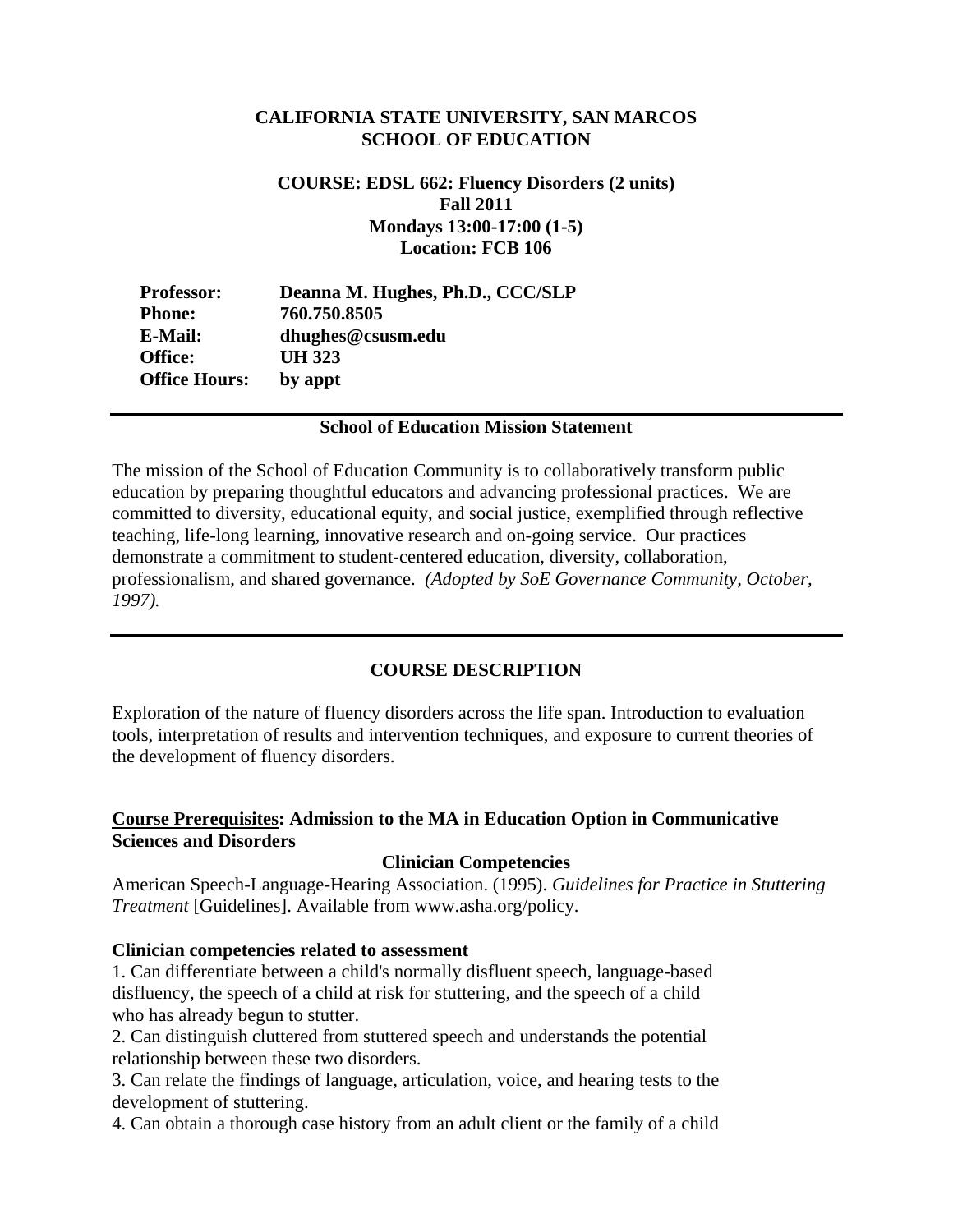**CALIFORNIA STATE UNIVERSITY, SAN MARCOS**
**SCHOOL OF EDUCATION**

**COURSE: EDSL 662: Fluency Disorders (2 units)**
**Fall 2011**
**Mondays 13:00-17:00 (1-5)**
**Location: FCB 106**

| | |
|---|---|
| **Professor:** | **Deanna M. Hughes, Ph.D., CCC/SLP** |
| **Phone:** | **760.750.8505** |
| **E-Mail:** | **dhughes@csusm.edu** |
| **Office:** | **UH 323** |
| **Office Hours:** | **by appt** |

---

### School of Education Mission Statement

The mission of the School of Education Community is to collaboratively transform public education by preparing thoughtful educators and advancing professional practices. We are committed to diversity, educational equity, and social justice, exemplified through reflective teaching, life-long learning, innovative research and on-going service. Our practices demonstrate a commitment to student-centered education, diversity, collaboration, professionalism, and shared governance. *(Adopted by SoE Governance Community, October, 1997).*

---

### COURSE DESCRIPTION

Exploration of the nature of fluency disorders across the life span. Introduction to evaluation tools, interpretation of results and intervention techniques, and exposure to current theories of the development of fluency disorders.

**Course Prerequisites: Admission to the MA in Education Option in Communicative Sciences and Disorders**

### Clinician Competencies

American Speech-Language-Hearing Association. (1995). *Guidelines for Practice in Stuttering Treatment* [Guidelines]. Available from www.asha.org/policy.

**Clinician competencies related to assessment**

1. Can differentiate between a child's normally disfluent speech, language-based disfluency, the speech of a child at risk for stuttering, and the speech of a child who has already begun to stutter.
2. Can distinguish cluttered from stuttered speech and understands the potential relationship between these two disorders.
3. Can relate the findings of language, articulation, voice, and hearing tests to the development of stuttering.
4. Can obtain a thorough case history from an adult client or the family of a child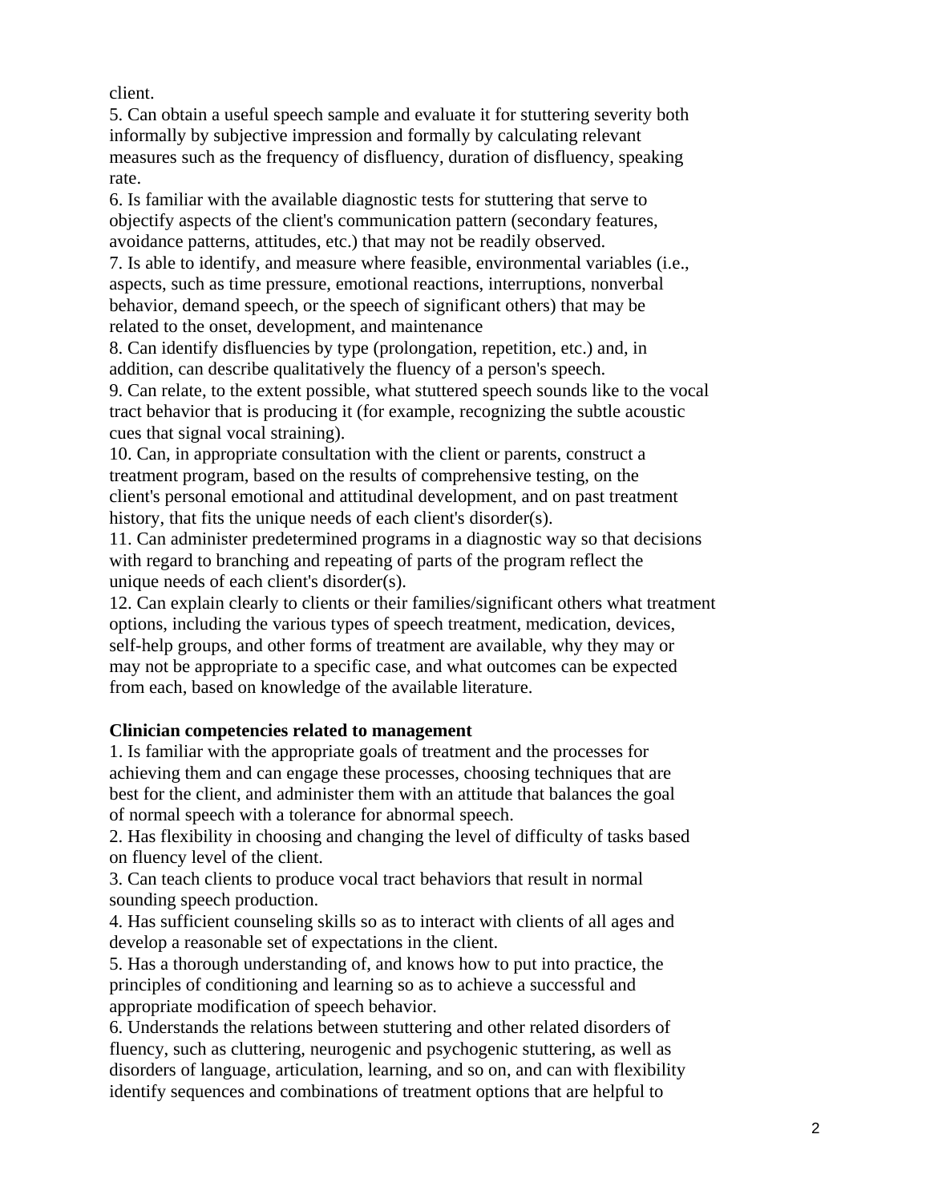client.

5. Can obtain a useful speech sample and evaluate it for stuttering severity both informally by subjective impression and formally by calculating relevant measures such as the frequency of disfluency, duration of disfluency, speaking rate.

6. Is familiar with the available diagnostic tests for stuttering that serve to objectify aspects of the client's communication pattern (secondary features, avoidance patterns, attitudes, etc.) that may not be readily observed.

7. Is able to identify, and measure where feasible, environmental variables (i.e., aspects, such as time pressure, emotional reactions, interruptions, nonverbal behavior, demand speech, or the speech of significant others) that may be related to the onset, development, and maintenance

8. Can identify disfluencies by type (prolongation, repetition, etc.) and, in addition, can describe qualitatively the fluency of a person's speech.

9. Can relate, to the extent possible, what stuttered speech sounds like to the vocal tract behavior that is producing it (for example, recognizing the subtle acoustic cues that signal vocal straining).

10. Can, in appropriate consultation with the client or parents, construct a treatment program, based on the results of comprehensive testing, on the client's personal emotional and attitudinal development, and on past treatment history, that fits the unique needs of each client's disorder(s).

11. Can administer predetermined programs in a diagnostic way so that decisions with regard to branching and repeating of parts of the program reflect the unique needs of each client's disorder(s).

12. Can explain clearly to clients or their families/significant others what treatment options, including the various types of speech treatment, medication, devices, self-help groups, and other forms of treatment are available, why they may or may not be appropriate to a specific case, and what outcomes can be expected from each, based on knowledge of the available literature.

**Clinician competencies related to management**

1. Is familiar with the appropriate goals of treatment and the processes for achieving them and can engage these processes, choosing techniques that are best for the client, and administer them with an attitude that balances the goal of normal speech with a tolerance for abnormal speech.

2. Has flexibility in choosing and changing the level of difficulty of tasks based on fluency level of the client.

3. Can teach clients to produce vocal tract behaviors that result in normal sounding speech production.

4. Has sufficient counseling skills so as to interact with clients of all ages and develop a reasonable set of expectations in the client.

5. Has a thorough understanding of, and knows how to put into practice, the principles of conditioning and learning so as to achieve a successful and appropriate modification of speech behavior.

6. Understands the relations between stuttering and other related disorders of fluency, such as cluttering, neurogenic and psychogenic stuttering, as well as disorders of language, articulation, learning, and so on, and can with flexibility identify sequences and combinations of treatment options that are helpful to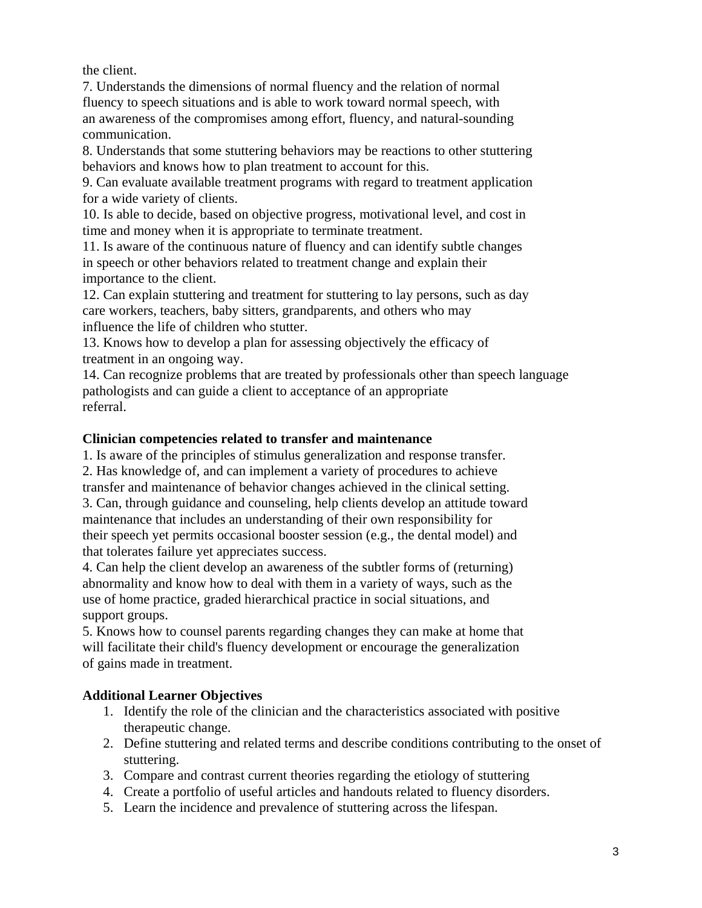the client.

7. Understands the dimensions of normal fluency and the relation of normal fluency to speech situations and is able to work toward normal speech, with an awareness of the compromises among effort, fluency, and natural-sounding communication.

8. Understands that some stuttering behaviors may be reactions to other stuttering behaviors and knows how to plan treatment to account for this.

9. Can evaluate available treatment programs with regard to treatment application for a wide variety of clients.

10. Is able to decide, based on objective progress, motivational level, and cost in time and money when it is appropriate to terminate treatment.

11. Is aware of the continuous nature of fluency and can identify subtle changes in speech or other behaviors related to treatment change and explain their importance to the client.

12. Can explain stuttering and treatment for stuttering to lay persons, such as day care workers, teachers, baby sitters, grandparents, and others who may influence the life of children who stutter.

13. Knows how to develop a plan for assessing objectively the efficacy of treatment in an ongoing way.

14. Can recognize problems that are treated by professionals other than speech language pathologists and can guide a client to acceptance of an appropriate referral.

**Clinician competencies related to transfer and maintenance**

1. Is aware of the principles of stimulus generalization and response transfer.
2. Has knowledge of, and can implement a variety of procedures to achieve transfer and maintenance of behavior changes achieved in the clinical setting.
3. Can, through guidance and counseling, help clients develop an attitude toward maintenance that includes an understanding of their own responsibility for their speech yet permits occasional booster session (e.g., the dental model) and that tolerates failure yet appreciates success.
4. Can help the client develop an awareness of the subtler forms of (returning) abnormality and know how to deal with them in a variety of ways, such as the use of home practice, graded hierarchical practice in social situations, and support groups.
5. Knows how to counsel parents regarding changes they can make at home that will facilitate their child's fluency development or encourage the generalization of gains made in treatment.

**Additional Learner Objectives**

1. Identify the role of the clinician and the characteristics associated with positive therapeutic change.
2. Define stuttering and related terms and describe conditions contributing to the onset of stuttering.
3. Compare and contrast current theories regarding the etiology of stuttering
4. Create a portfolio of useful articles and handouts related to fluency disorders.
5. Learn the incidence and prevalence of stuttering across the lifespan.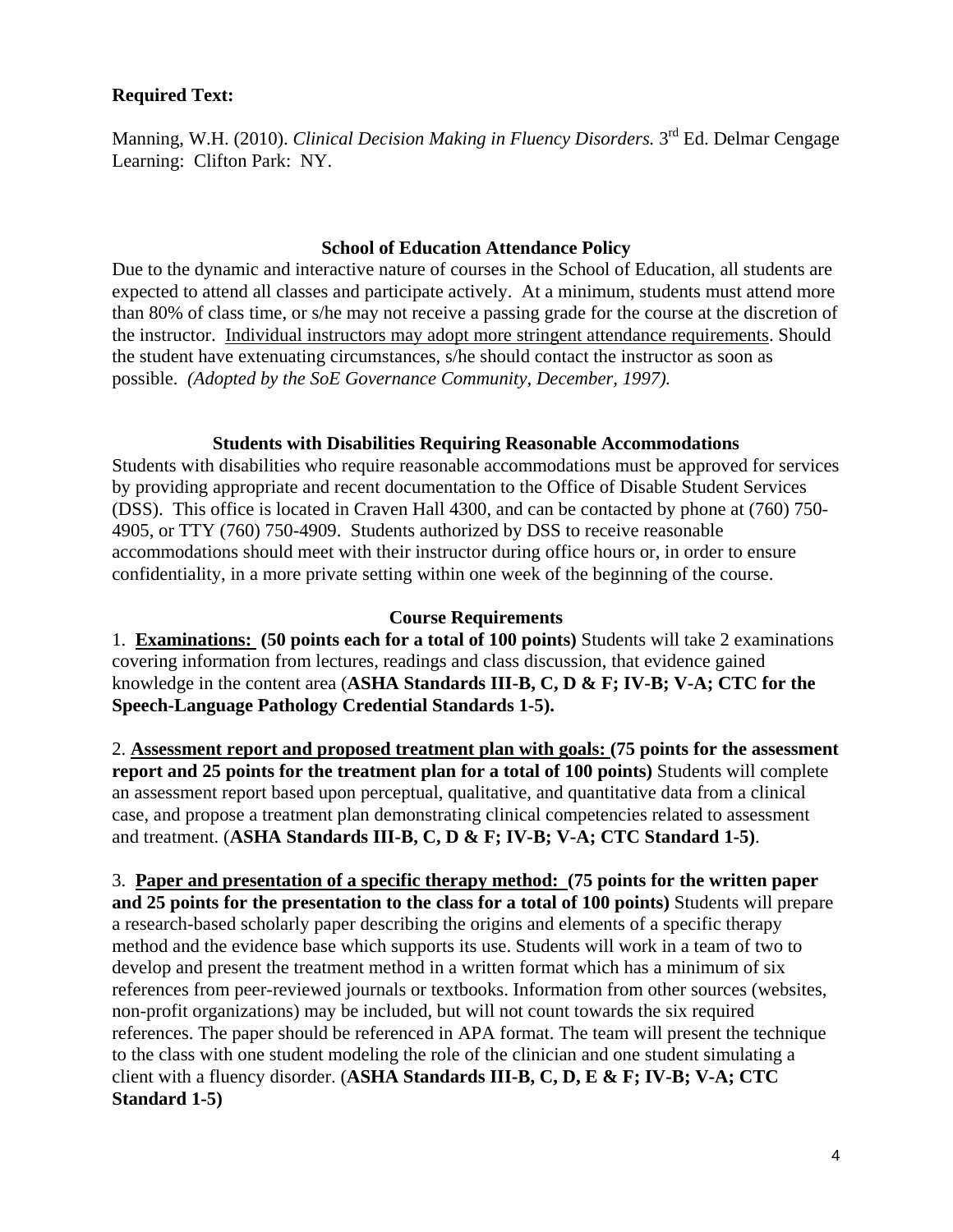**Required Text:**

Manning, W.H. (2010). *Clinical Decision Making in Fluency Disorders.* 3rd Ed. Delmar Cengage Learning: Clifton Park: NY.

**School of Education Attendance Policy**

Due to the dynamic and interactive nature of courses in the School of Education, all students are expected to attend all classes and participate actively. At a minimum, students must attend more than 80% of class time, or s/he may not receive a passing grade for the course at the discretion of the instructor. <u>Individual instructors may adopt more stringent attendance requirements</u>. Should the student have extenuating circumstances, s/he should contact the instructor as soon as possible. *(Adopted by the SoE Governance Community, December, 1997).*

**Students with Disabilities Requiring Reasonable Accommodations**

Students with disabilities who require reasonable accommodations must be approved for services by providing appropriate and recent documentation to the Office of Disable Student Services (DSS). This office is located in Craven Hall 4300, and can be contacted by phone at (760) 750-4905, or TTY (760) 750-4909. Students authorized by DSS to receive reasonable accommodations should meet with their instructor during office hours or, in order to ensure confidentiality, in a more private setting within one week of the beginning of the course.

**Course Requirements**

1. **<u>Examinations:</u> (50 points each for a total of 100 points)** Students will take 2 examinations covering information from lectures, readings and class discussion, that evidence gained knowledge in the content area (**ASHA Standards III-B, C, D & F; IV-B; V-A; CTC for the Speech-Language Pathology Credential Standards 1-5).**

2. **<u>Assessment report and proposed treatment plan with goals:</u> (75 points for the assessment report and 25 points for the treatment plan for a total of 100 points)** Students will complete an assessment report based upon perceptual, qualitative, and quantitative data from a clinical case, and propose a treatment plan demonstrating clinical competencies related to assessment and treatment. (**ASHA Standards III-B, C, D & F; IV-B; V-A; CTC Standard 1-5)**.

3. **<u>Paper and presentation of a specific therapy method:</u> (75 points for the written paper and 25 points for the presentation to the class for a total of 100 points)** Students will prepare a research-based scholarly paper describing the origins and elements of a specific therapy method and the evidence base which supports its use. Students will work in a team of two to develop and present the treatment method in a written format which has a minimum of six references from peer-reviewed journals or textbooks. Information from other sources (websites, non-profit organizations) may be included, but will not count towards the six required references. The paper should be referenced in APA format. The team will present the technique to the class with one student modeling the role of the clinician and one student simulating a client with a fluency disorder. (**ASHA Standards III-B, C, D, E & F; IV-B; V-A; CTC Standard 1-5)**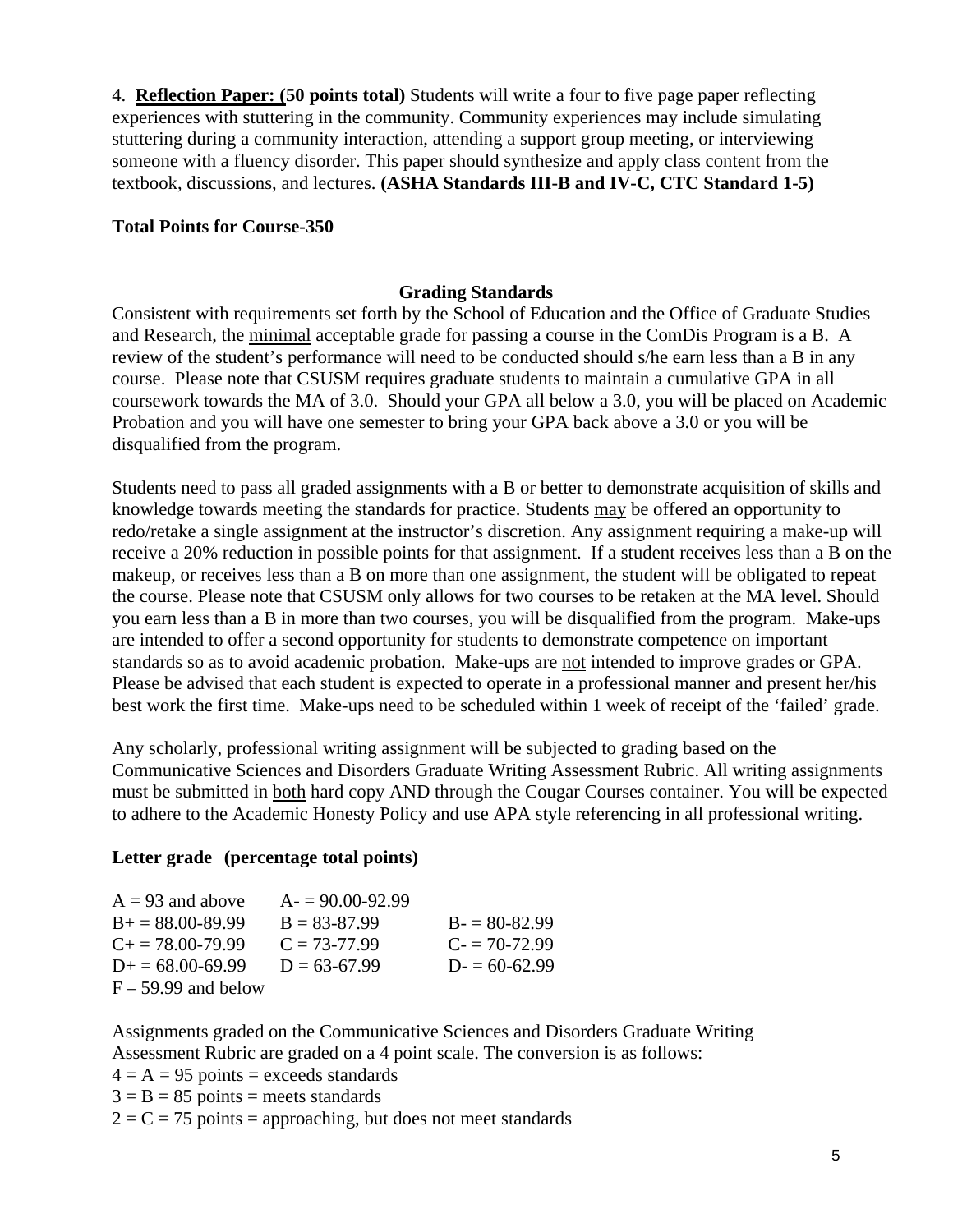4. **<u>Reflection Paper: (</u>50 points total)** Students will write a four to five page paper reflecting experiences with stuttering in the community. Community experiences may include simulating stuttering during a community interaction, attending a support group meeting, or interviewing someone with a fluency disorder. This paper should synthesize and apply class content from the textbook, discussions, and lectures. **(ASHA Standards III-B and IV-C, CTC Standard 1-5)**

**Total Points for Course-350**

## Grading Standards

Consistent with requirements set forth by the School of Education and the Office of Graduate Studies and Research, the <u>minimal</u> acceptable grade for passing a course in the ComDis Program is a B. A review of the student's performance will need to be conducted should s/he earn less than a B in any course. Please note that CSUSM requires graduate students to maintain a cumulative GPA in all coursework towards the MA of 3.0. Should your GPA all below a 3.0, you will be placed on Academic Probation and you will have one semester to bring your GPA back above a 3.0 or you will be disqualified from the program.

Students need to pass all graded assignments with a B or better to demonstrate acquisition of skills and knowledge towards meeting the standards for practice. Students <u>may</u> be offered an opportunity to redo/retake a single assignment at the instructor's discretion. Any assignment requiring a make-up will receive a 20% reduction in possible points for that assignment. If a student receives less than a B on the makeup, or receives less than a B on more than one assignment, the student will be obligated to repeat the course. Please note that CSUSM only allows for two courses to be retaken at the MA level. Should you earn less than a B in more than two courses, you will be disqualified from the program. Make-ups are intended to offer a second opportunity for students to demonstrate competence on important standards so as to avoid academic probation. Make-ups are <u>not</u> intended to improve grades or GPA. Please be advised that each student is expected to operate in a professional manner and present her/his best work the first time. Make-ups need to be scheduled within 1 week of receipt of the 'failed' grade.

Any scholarly, professional writing assignment will be subjected to grading based on the Communicative Sciences and Disorders Graduate Writing Assessment Rubric. All writing assignments must be submitted in <u>both</u> hard copy AND through the Cougar Courses container. You will be expected to adhere to the Academic Honesty Policy and use APA style referencing in all professional writing.

**Letter grade (percentage total points)**

| | | |
|---|---|---|
| A = 93 and above | A- = 90.00-92.99 | |
| B+ = 88.00-89.99 | B = 83-87.99 | B- = 80-82.99 |
| C+ = 78.00-79.99 | C = 73-77.99 | C- = 70-72.99 |
| D+ = 68.00-69.99 | D = 63-67.99 | D- = 60-62.99 |
| F – 59.99 and below | | |

Assignments graded on the Communicative Sciences and Disorders Graduate Writing Assessment Rubric are graded on a 4 point scale. The conversion is as follows:

4 = A = 95 points = exceeds standards
3 = B = 85 points = meets standards
2 = C = 75 points = approaching, but does not meet standards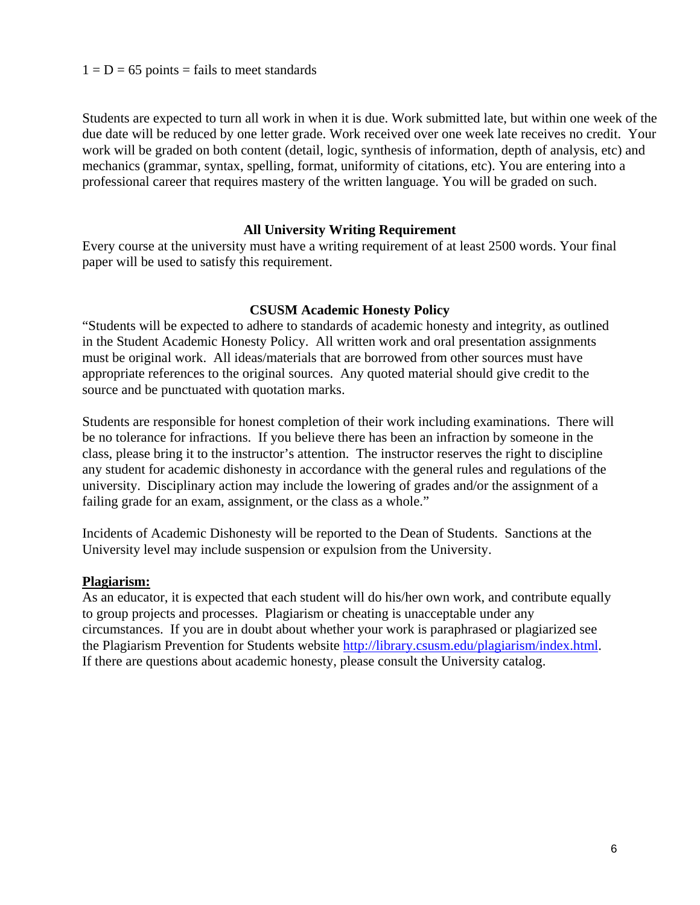1 = D = 65 points = fails to meet standards

Students are expected to turn all work in when it is due. Work submitted late, but within one week of the due date will be reduced by one letter grade. Work received over one week late receives no credit. Your work will be graded on both content (detail, logic, synthesis of information, depth of analysis, etc) and mechanics (grammar, syntax, spelling, format, uniformity of citations, etc). You are entering into a professional career that requires mastery of the written language. You will be graded on such.

## All University Writing Requirement

Every course at the university must have a writing requirement of at least 2500 words. Your final paper will be used to satisfy this requirement.

## CSUSM Academic Honesty Policy

"Students will be expected to adhere to standards of academic honesty and integrity, as outlined in the Student Academic Honesty Policy. All written work and oral presentation assignments must be original work. All ideas/materials that are borrowed from other sources must have appropriate references to the original sources. Any quoted material should give credit to the source and be punctuated with quotation marks.

Students are responsible for honest completion of their work including examinations. There will be no tolerance for infractions. If you believe there has been an infraction by someone in the class, please bring it to the instructor's attention. The instructor reserves the right to discipline any student for academic dishonesty in accordance with the general rules and regulations of the university. Disciplinary action may include the lowering of grades and/or the assignment of a failing grade for an exam, assignment, or the class as a whole."

Incidents of Academic Dishonesty will be reported to the Dean of Students. Sanctions at the University level may include suspension or expulsion from the University.

**Plagiarism:**

As an educator, it is expected that each student will do his/her own work, and contribute equally to group projects and processes. Plagiarism or cheating is unacceptable under any circumstances. If you are in doubt about whether your work is paraphrased or plagiarized see the Plagiarism Prevention for Students website http://library.csusm.edu/plagiarism/index.html. If there are questions about academic honesty, please consult the University catalog.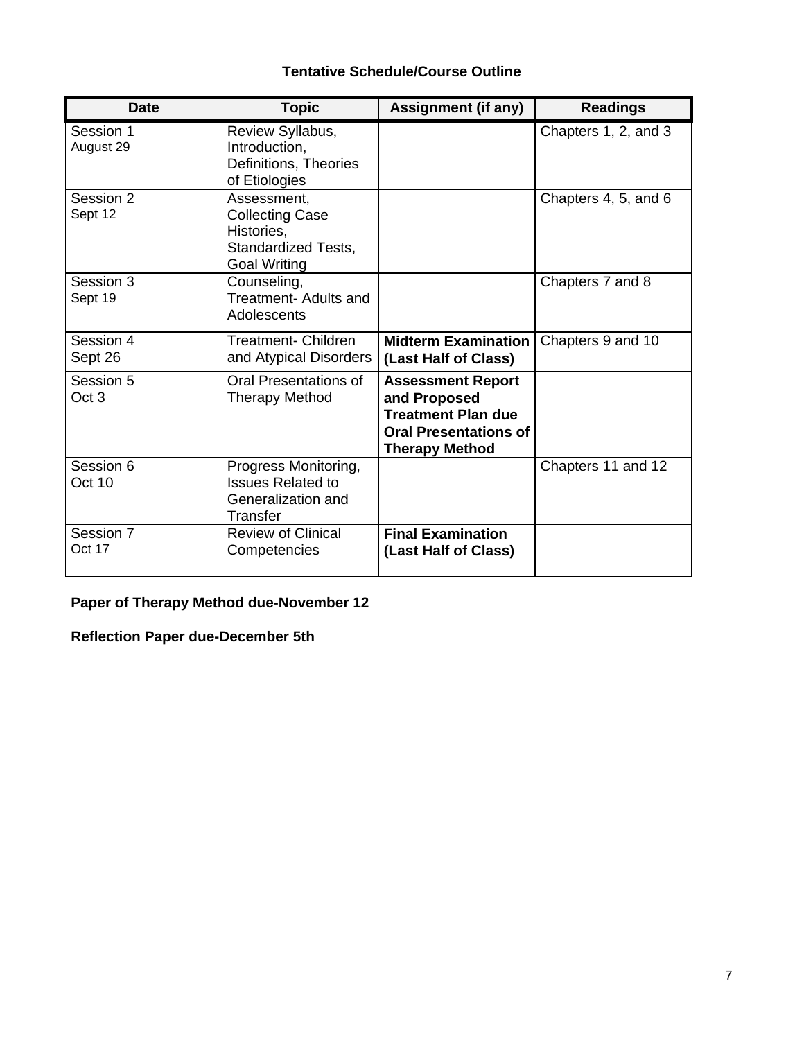**Tentative Schedule/Course Outline**

| Date | Topic | Assignment (if any) | Readings |
|---|---|---|---|
| Session 1 August 29 | Review Syllabus, Introduction, Definitions, Theories of Etiologies | | Chapters 1, 2, and 3 |
| Session 2 Sept 12 | Assessment, Collecting Case Histories, Standardized Tests, Goal Writing | | Chapters 4, 5, and 6 |
| Session 3 Sept 19 | Counseling, Treatment- Adults and Adolescents | | Chapters 7 and 8 |
| Session 4 Sept 26 | Treatment- Children and Atypical Disorders | **Midterm Examination (Last Half of Class)** | Chapters 9 and 10 |
| Session 5 Oct 3 | Oral Presentations of Therapy Method | **Assessment Report and Proposed Treatment Plan due Oral Presentations of Therapy Method** | |
| Session 6 Oct 10 | Progress Monitoring, Issues Related to Generalization and Transfer | | Chapters 11 and 12 |
| Session 7 Oct 17 | Review of Clinical Competencies | **Final Examination (Last Half of Class)** | |

**Paper of Therapy Method due-November 12**

**Reflection Paper due-December 5th**